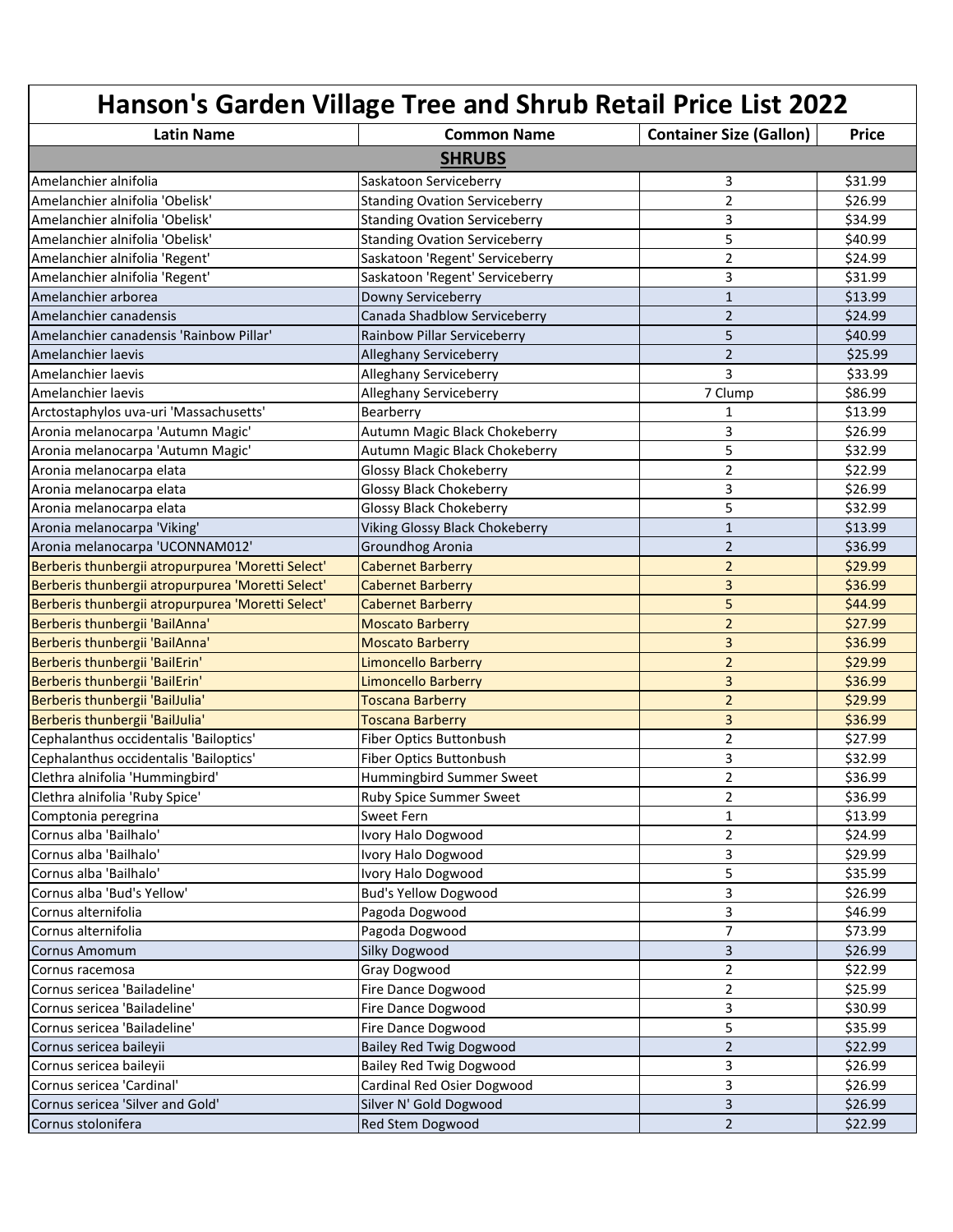# Hanson's Garden Village Tree and Shrub Retail Price List 2022

| Latin Name | Common Name | Container Size (Gallon) | Price |
|---|---|---|---|
| **SHRUBS** | | | |
| Amelanchier alnifolia | Saskatoon Serviceberry | 3 | $31.99 |
| Amelanchier alnifolia 'Obelisk' | Standing Ovation Serviceberry | 2 | $26.99 |
| Amelanchier alnifolia 'Obelisk' | Standing Ovation Serviceberry | 3 | $34.99 |
| Amelanchier alnifolia 'Obelisk' | Standing Ovation Serviceberry | 5 | $40.99 |
| Amelanchier alnifolia 'Regent' | Saskatoon 'Regent' Serviceberry | 2 | $24.99 |
| Amelanchier alnifolia 'Regent' | Saskatoon 'Regent' Serviceberry | 3 | $31.99 |
| Amelanchier arborea | Downy Serviceberry | 1 | $13.99 |
| Amelanchier canadensis | Canada Shadblow Serviceberry | 2 | $24.99 |
| Amelanchier canadensis 'Rainbow Pillar' | Rainbow Pillar Serviceberry | 5 | $40.99 |
| Amelanchier laevis | Alleghany Serviceberry | 2 | $25.99 |
| Amelanchier laevis | Alleghany Serviceberry | 3 | $33.99 |
| Amelanchier laevis | Alleghany Serviceberry | 7 Clump | $86.99 |
| Arctostaphylos uva-uri 'Massachusetts' | Bearberry | 1 | $13.99 |
| Aronia melanocarpa 'Autumn Magic' | Autumn Magic Black Chokeberry | 3 | $26.99 |
| Aronia melanocarpa 'Autumn Magic' | Autumn Magic Black Chokeberry | 5 | $32.99 |
| Aronia melanocarpa elata | Glossy Black Chokeberry | 2 | $22.99 |
| Aronia melanocarpa elata | Glossy Black Chokeberry | 3 | $26.99 |
| Aronia melanocarpa elata | Glossy Black Chokeberry | 5 | $32.99 |
| Aronia melanocarpa 'Viking' | Viking Glossy Black Chokeberry | 1 | $13.99 |
| Aronia melanocarpa 'UCONNAM012' | Groundhog Aronia | 2 | $36.99 |
| Berberis thunbergii atropurpurea 'Moretti Select' | Cabernet Barberry | 2 | $29.99 |
| Berberis thunbergii atropurpurea 'Moretti Select' | Cabernet Barberry | 3 | $36.99 |
| Berberis thunbergii atropurpurea 'Moretti Select' | Cabernet Barberry | 5 | $44.99 |
| Berberis thunbergii 'BailAnna' | Moscato Barberry | 2 | $27.99 |
| Berberis thunbergii 'BailAnna' | Moscato Barberry | 3 | $36.99 |
| Berberis thunbergii 'BailErin' | Limoncello Barberry | 2 | $29.99 |
| Berberis thunbergii 'BailErin' | Limoncello Barberry | 3 | $36.99 |
| Berberis thunbergii 'BailJulia' | Toscana Barberry | 2 | $29.99 |
| Berberis thunbergii 'BailJulia' | Toscana Barberry | 3 | $36.99 |
| Cephalanthus occidentalis 'Bailoptics' | Fiber Optics Buttonbush | 2 | $27.99 |
| Cephalanthus occidentalis 'Bailoptics' | Fiber Optics Buttonbush | 3 | $32.99 |
| Clethra alnifolia 'Hummingbird' | Hummingbird Summer Sweet | 2 | $36.99 |
| Clethra alnifolia 'Ruby Spice' | Ruby Spice Summer Sweet | 2 | $36.99 |
| Comptonia peregrina | Sweet Fern | 1 | $13.99 |
| Cornus alba 'Bailhalo' | Ivory Halo Dogwood | 2 | $24.99 |
| Cornus alba 'Bailhalo' | Ivory Halo Dogwood | 3 | $29.99 |
| Cornus alba 'Bailhalo' | Ivory Halo Dogwood | 5 | $35.99 |
| Cornus alba 'Bud's Yellow' | Bud's Yellow Dogwood | 3 | $26.99 |
| Cornus alternifolia | Pagoda Dogwood | 3 | $46.99 |
| Cornus alternifolia | Pagoda Dogwood | 7 | $73.99 |
| Cornus Amomum | Silky Dogwood | 3 | $26.99 |
| Cornus racemosa | Gray Dogwood | 2 | $22.99 |
| Cornus sericea 'Bailadeline' | Fire Dance Dogwood | 2 | $25.99 |
| Cornus sericea 'Bailadeline' | Fire Dance Dogwood | 3 | $30.99 |
| Cornus sericea 'Bailadeline' | Fire Dance Dogwood | 5 | $35.99 |
| Cornus sericea baileyii | Bailey Red Twig Dogwood | 2 | $22.99 |
| Cornus sericea baileyii | Bailey Red Twig Dogwood | 3 | $26.99 |
| Cornus sericea 'Cardinal' | Cardinal Red Osier Dogwood | 3 | $26.99 |
| Cornus sericea 'Silver and Gold' | Silver N' Gold Dogwood | 3 | $26.99 |
| Cornus stolonifera | Red Stem Dogwood | 2 | $22.99 |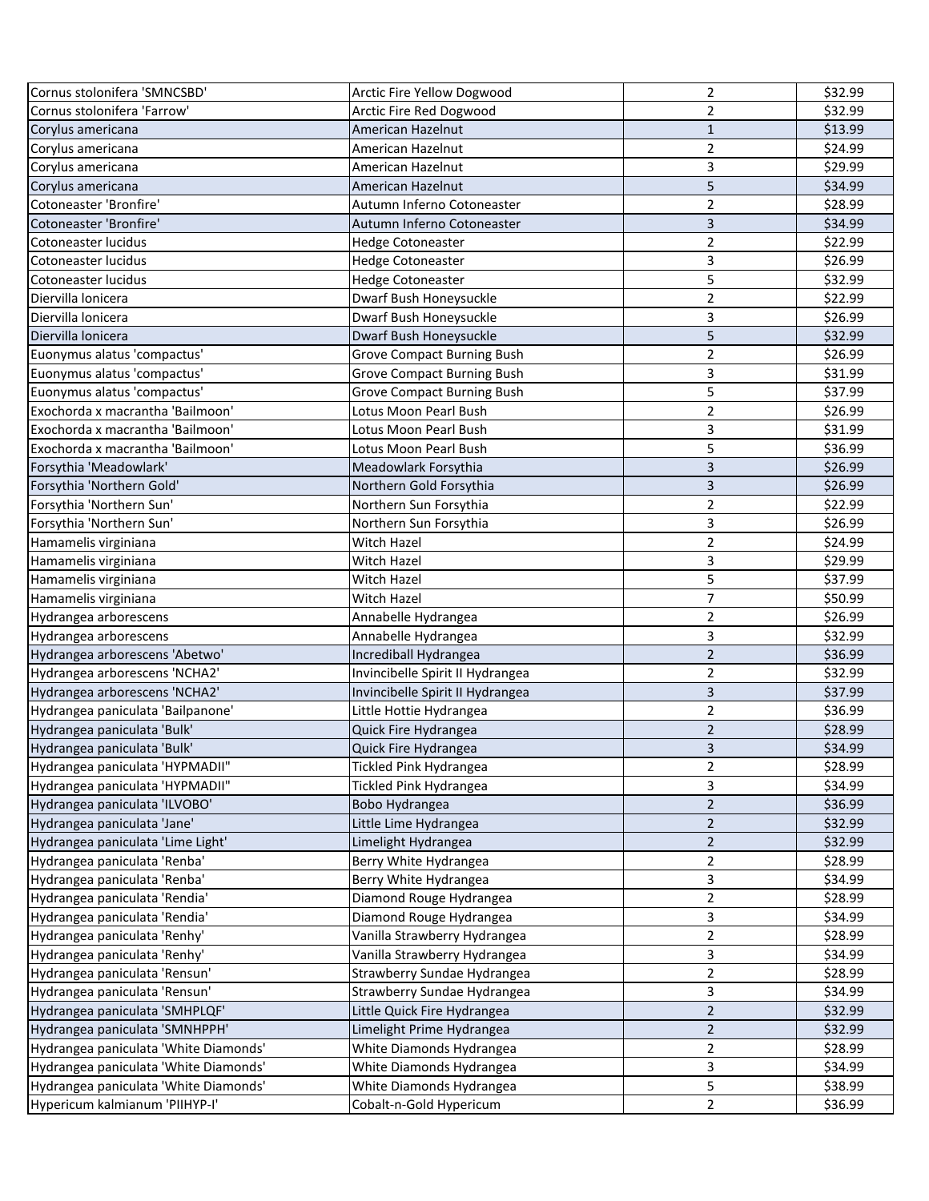| | | | |
|---|---|---|---|
| Cornus stolonifera 'SMNCSBD' | Arctic Fire Yellow Dogwood | 2 | $32.99 |
| Cornus stolonifera 'Farrow' | Arctic Fire Red Dogwood | 2 | $32.99 |
| Corylus americana | American Hazelnut | 1 | $13.99 |
| Corylus americana | American Hazelnut | 2 | $24.99 |
| Corylus americana | American Hazelnut | 3 | $29.99 |
| Corylus americana | American Hazelnut | 5 | $34.99 |
| Cotoneaster 'Bronfire' | Autumn Inferno Cotoneaster | 2 | $28.99 |
| Cotoneaster 'Bronfire' | Autumn Inferno Cotoneaster | 3 | $34.99 |
| Cotoneaster lucidus | Hedge Cotoneaster | 2 | $22.99 |
| Cotoneaster lucidus | Hedge Cotoneaster | 3 | $26.99 |
| Cotoneaster lucidus | Hedge Cotoneaster | 5 | $32.99 |
| Diervilla lonicera | Dwarf Bush Honeysuckle | 2 | $22.99 |
| Diervilla lonicera | Dwarf Bush Honeysuckle | 3 | $26.99 |
| Diervilla lonicera | Dwarf Bush Honeysuckle | 5 | $32.99 |
| Euonymus alatus 'compactus' | Grove Compact Burning Bush | 2 | $26.99 |
| Euonymus alatus 'compactus' | Grove Compact Burning Bush | 3 | $31.99 |
| Euonymus alatus 'compactus' | Grove Compact Burning Bush | 5 | $37.99 |
| Exochorda x macrantha 'Bailmoon' | Lotus Moon Pearl Bush | 2 | $26.99 |
| Exochorda x macrantha 'Bailmoon' | Lotus Moon Pearl Bush | 3 | $31.99 |
| Exochorda x macrantha 'Bailmoon' | Lotus Moon Pearl Bush | 5 | $36.99 |
| Forsythia 'Meadowlark' | Meadowlark Forsythia | 3 | $26.99 |
| Forsythia 'Northern Gold' | Northern Gold Forsythia | 3 | $26.99 |
| Forsythia 'Northern Sun' | Northern Sun Forsythia | 2 | $22.99 |
| Forsythia 'Northern Sun' | Northern Sun Forsythia | 3 | $26.99 |
| Hamamelis virginiana | Witch Hazel | 2 | $24.99 |
| Hamamelis virginiana | Witch Hazel | 3 | $29.99 |
| Hamamelis virginiana | Witch Hazel | 5 | $37.99 |
| Hamamelis virginiana | Witch Hazel | 7 | $50.99 |
| Hydrangea arborescens | Annabelle Hydrangea | 2 | $26.99 |
| Hydrangea arborescens | Annabelle Hydrangea | 3 | $32.99 |
| Hydrangea arborescens 'Abetwo' | Incrediball Hydrangea | 2 | $36.99 |
| Hydrangea arborescens 'NCHA2' | Invincibelle Spirit II Hydrangea | 2 | $32.99 |
| Hydrangea arborescens 'NCHA2' | Invincibelle Spirit II Hydrangea | 3 | $37.99 |
| Hydrangea paniculata 'Bailpanone' | Little Hottie Hydrangea | 2 | $36.99 |
| Hydrangea paniculata 'Bulk' | Quick Fire Hydrangea | 2 | $28.99 |
| Hydrangea paniculata 'Bulk' | Quick Fire Hydrangea | 3 | $34.99 |
| Hydrangea paniculata 'HYPMADII" | Tickled Pink Hydrangea | 2 | $28.99 |
| Hydrangea paniculata 'HYPMADII" | Tickled Pink Hydrangea | 3 | $34.99 |
| Hydrangea paniculata 'ILVOBO' | Bobo Hydrangea | 2 | $36.99 |
| Hydrangea paniculata 'Jane' | Little Lime Hydrangea | 2 | $32.99 |
| Hydrangea paniculata 'Lime Light' | Limelight Hydrangea | 2 | $32.99 |
| Hydrangea paniculata 'Renba' | Berry White Hydrangea | 2 | $28.99 |
| Hydrangea paniculata 'Renba' | Berry White Hydrangea | 3 | $34.99 |
| Hydrangea paniculata 'Rendia' | Diamond Rouge Hydrangea | 2 | $28.99 |
| Hydrangea paniculata 'Rendia' | Diamond Rouge Hydrangea | 3 | $34.99 |
| Hydrangea paniculata 'Renhy' | Vanilla Strawberry Hydrangea | 2 | $28.99 |
| Hydrangea paniculata 'Renhy' | Vanilla Strawberry Hydrangea | 3 | $34.99 |
| Hydrangea paniculata 'Rensun' | Strawberry Sundae Hydrangea | 2 | $28.99 |
| Hydrangea paniculata 'Rensun' | Strawberry Sundae Hydrangea | 3 | $34.99 |
| Hydrangea paniculata 'SMHPLQF' | Little Quick Fire Hydrangea | 2 | $32.99 |
| Hydrangea paniculata 'SMNHPPH' | Limelight Prime Hydrangea | 2 | $32.99 |
| Hydrangea paniculata 'White Diamonds' | White Diamonds Hydrangea | 2 | $28.99 |
| Hydrangea paniculata 'White Diamonds' | White Diamonds Hydrangea | 3 | $34.99 |
| Hydrangea paniculata 'White Diamonds' | White Diamonds Hydrangea | 5 | $38.99 |
| Hypericum kalmianum 'PIIHYP-I' | Cobalt-n-Gold Hypericum | 2 | $36.99 |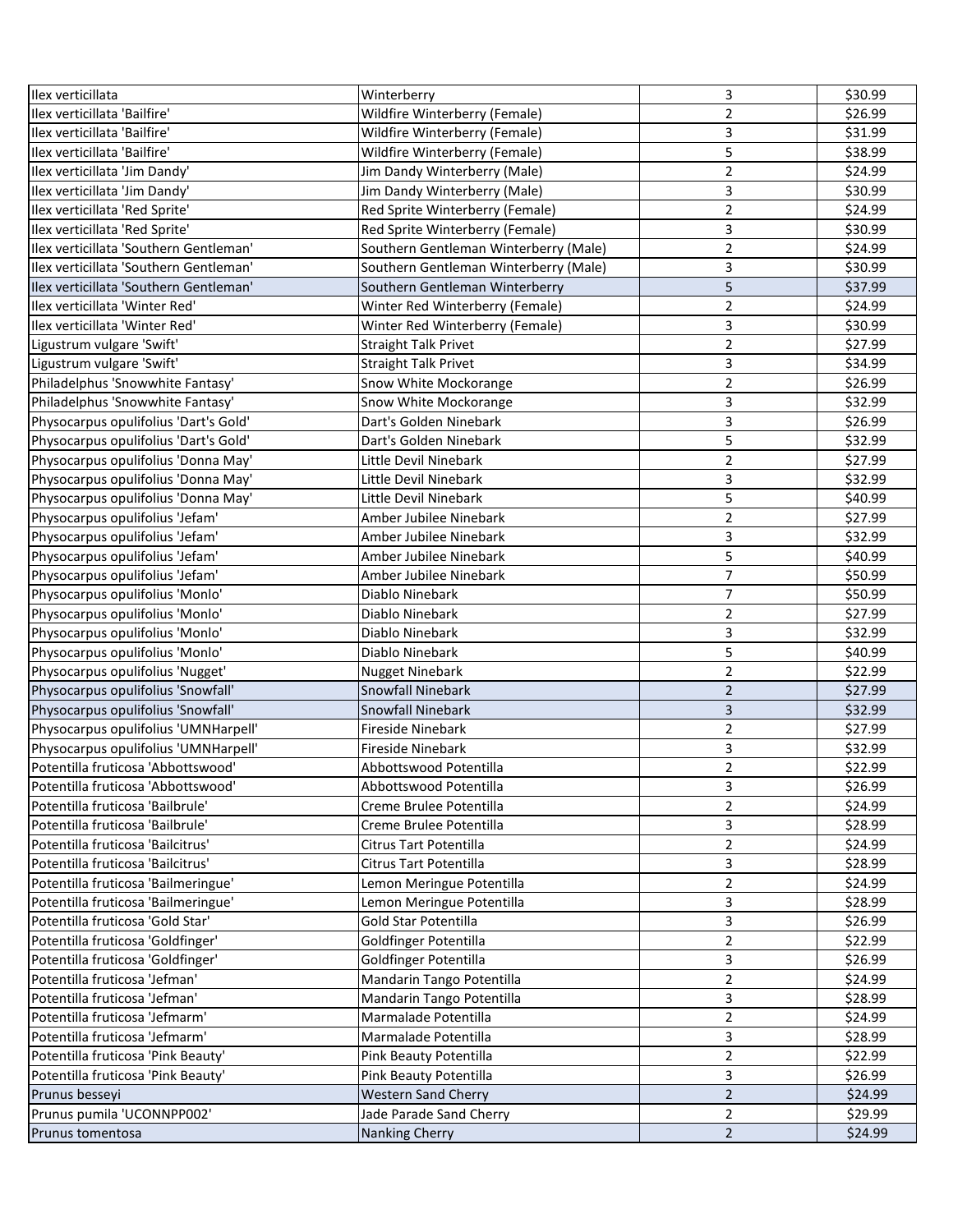| Ilex verticillata | Winterberry | 3 | $30.99 |
|---|---|---|---|
| Ilex verticillata 'Bailfire' | Wildfire Winterberry (Female) | 2 | $26.99 |
| Ilex verticillata 'Bailfire' | Wildfire Winterberry (Female) | 3 | $31.99 |
| Ilex verticillata 'Bailfire' | Wildfire Winterberry (Female) | 5 | $38.99 |
| Ilex verticillata 'Jim Dandy' | Jim Dandy Winterberry (Male) | 2 | $24.99 |
| Ilex verticillata 'Jim Dandy' | Jim Dandy Winterberry (Male) | 3 | $30.99 |
| Ilex verticillata 'Red Sprite' | Red Sprite Winterberry (Female) | 2 | $24.99 |
| Ilex verticillata 'Red Sprite' | Red Sprite Winterberry (Female) | 3 | $30.99 |
| Ilex verticillata 'Southern Gentleman' | Southern Gentleman Winterberry (Male) | 2 | $24.99 |
| Ilex verticillata 'Southern Gentleman' | Southern Gentleman Winterberry (Male) | 3 | $30.99 |
| Ilex verticillata 'Southern Gentleman' | Southern Gentleman Winterberry | 5 | $37.99 |
| Ilex verticillata 'Winter Red' | Winter Red Winterberry (Female) | 2 | $24.99 |
| Ilex verticillata 'Winter Red' | Winter Red Winterberry (Female) | 3 | $30.99 |
| Ligustrum vulgare 'Swift' | Straight Talk Privet | 2 | $27.99 |
| Ligustrum vulgare 'Swift' | Straight Talk Privet | 3 | $34.99 |
| Philadelphus 'Snowwhite Fantasy' | Snow White Mockorange | 2 | $26.99 |
| Philadelphus 'Snowwhite Fantasy' | Snow White Mockorange | 3 | $32.99 |
| Physocarpus opulifolius 'Dart's Gold' | Dart's Golden Ninebark | 3 | $26.99 |
| Physocarpus opulifolius 'Dart's Gold' | Dart's Golden Ninebark | 5 | $32.99 |
| Physocarpus opulifolius 'Donna May' | Little Devil Ninebark | 2 | $27.99 |
| Physocarpus opulifolius 'Donna May' | Little Devil Ninebark | 3 | $32.99 |
| Physocarpus opulifolius 'Donna May' | Little Devil Ninebark | 5 | $40.99 |
| Physocarpus opulifolius 'Jefam' | Amber Jubilee Ninebark | 2 | $27.99 |
| Physocarpus opulifolius 'Jefam' | Amber Jubilee Ninebark | 3 | $32.99 |
| Physocarpus opulifolius 'Jefam' | Amber Jubilee Ninebark | 5 | $40.99 |
| Physocarpus opulifolius 'Jefam' | Amber Jubilee Ninebark | 7 | $50.99 |
| Physocarpus opulifolius 'Monlo' | Diablo Ninebark | 7 | $50.99 |
| Physocarpus opulifolius 'Monlo' | Diablo Ninebark | 2 | $27.99 |
| Physocarpus opulifolius 'Monlo' | Diablo Ninebark | 3 | $32.99 |
| Physocarpus opulifolius 'Monlo' | Diablo Ninebark | 5 | $40.99 |
| Physocarpus opulifolius 'Nugget' | Nugget Ninebark | 2 | $22.99 |
| Physocarpus opulifolius 'Snowfall' | Snowfall Ninebark | 2 | $27.99 |
| Physocarpus opulifolius 'Snowfall' | Snowfall Ninebark | 3 | $32.99 |
| Physocarpus opulifolius 'UMNHarpell' | Fireside Ninebark | 2 | $27.99 |
| Physocarpus opulifolius 'UMNHarpell' | Fireside Ninebark | 3 | $32.99 |
| Potentilla fruticosa 'Abbottswood' | Abbottswood Potentilla | 2 | $22.99 |
| Potentilla fruticosa 'Abbottswood' | Abbottswood Potentilla | 3 | $26.99 |
| Potentilla fruticosa 'Bailbrule' | Creme Brulee Potentilla | 2 | $24.99 |
| Potentilla fruticosa 'Bailbrule' | Creme Brulee Potentilla | 3 | $28.99 |
| Potentilla fruticosa 'Bailcitrus' | Citrus Tart Potentilla | 2 | $24.99 |
| Potentilla fruticosa 'Bailcitrus' | Citrus Tart Potentilla | 3 | $28.99 |
| Potentilla fruticosa 'Bailmeringue' | Lemon Meringue Potentilla | 2 | $24.99 |
| Potentilla fruticosa 'Bailmeringue' | Lemon Meringue Potentilla | 3 | $28.99 |
| Potentilla fruticosa 'Gold Star' | Gold Star Potentilla | 3 | $26.99 |
| Potentilla fruticosa 'Goldfinger' | Goldfinger Potentilla | 2 | $22.99 |
| Potentilla fruticosa 'Goldfinger' | Goldfinger Potentilla | 3 | $26.99 |
| Potentilla fruticosa 'Jefman' | Mandarin Tango Potentilla | 2 | $24.99 |
| Potentilla fruticosa 'Jefman' | Mandarin Tango Potentilla | 3 | $28.99 |
| Potentilla fruticosa 'Jefmarm' | Marmalade Potentilla | 2 | $24.99 |
| Potentilla fruticosa 'Jefmarm' | Marmalade Potentilla | 3 | $28.99 |
| Potentilla fruticosa 'Pink Beauty' | Pink Beauty Potentilla | 2 | $22.99 |
| Potentilla fruticosa 'Pink Beauty' | Pink Beauty Potentilla | 3 | $26.99 |
| Prunus besseyi | Western Sand Cherry | 2 | $24.99 |
| Prunus pumila 'UCONNPP002' | Jade Parade Sand Cherry | 2 | $29.99 |
| Prunus tomentosa | Nanking Cherry | 2 | $24.99 |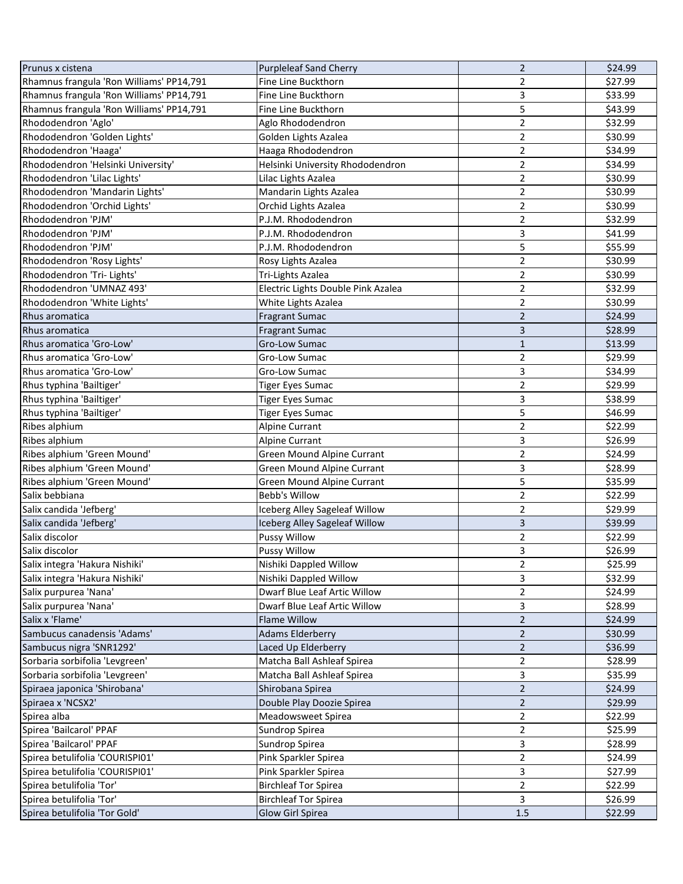| | | | |
|---|---|---|---|
| Prunus x cistena | Purpleleaf Sand Cherry | 2 | $24.99 |
| Rhamnus frangula 'Ron Williams' PP14,791 | Fine Line Buckthorn | 2 | $27.99 |
| Rhamnus frangula 'Ron Williams' PP14,791 | Fine Line Buckthorn | 3 | $33.99 |
| Rhamnus frangula 'Ron Williams' PP14,791 | Fine Line Buckthorn | 5 | $43.99 |
| Rhododendron 'Aglo' | Aglo Rhododendron | 2 | $32.99 |
| Rhododendron 'Golden Lights' | Golden Lights Azalea | 2 | $30.99 |
| Rhododendron 'Haaga' | Haaga Rhododendron | 2 | $34.99 |
| Rhododendron 'Helsinki University' | Helsinki University Rhododendron | 2 | $34.99 |
| Rhododendron 'Lilac Lights' | Lilac Lights Azalea | 2 | $30.99 |
| Rhododendron 'Mandarin Lights' | Mandarin Lights Azalea | 2 | $30.99 |
| Rhododendron 'Orchid Lights' | Orchid Lights Azalea | 2 | $30.99 |
| Rhododendron 'PJM' | P.J.M. Rhododendron | 2 | $32.99 |
| Rhododendron 'PJM' | P.J.M. Rhododendron | 3 | $41.99 |
| Rhododendron 'PJM' | P.J.M. Rhododendron | 5 | $55.99 |
| Rhododendron 'Rosy Lights' | Rosy Lights Azalea | 2 | $30.99 |
| Rhododendron 'Tri- Lights' | Tri-Lights Azalea | 2 | $30.99 |
| Rhododendron 'UMNAZ 493' | Electric Lights Double Pink Azalea | 2 | $32.99 |
| Rhododendron 'White Lights' | White Lights Azalea | 2 | $30.99 |
| Rhus aromatica | Fragrant Sumac | 2 | $24.99 |
| Rhus aromatica | Fragrant Sumac | 3 | $28.99 |
| Rhus aromatica 'Gro-Low' | Gro-Low Sumac | 1 | $13.99 |
| Rhus aromatica 'Gro-Low' | Gro-Low Sumac | 2 | $29.99 |
| Rhus aromatica 'Gro-Low' | Gro-Low Sumac | 3 | $34.99 |
| Rhus typhina 'Bailtiger' | Tiger Eyes Sumac | 2 | $29.99 |
| Rhus typhina 'Bailtiger' | Tiger Eyes Sumac | 3 | $38.99 |
| Rhus typhina 'Bailtiger' | Tiger Eyes Sumac | 5 | $46.99 |
| Ribes alphium | Alpine Currant | 2 | $22.99 |
| Ribes alphium | Alpine Currant | 3 | $26.99 |
| Ribes alphium 'Green Mound' | Green Mound Alpine Currant | 2 | $24.99 |
| Ribes alphium 'Green Mound' | Green Mound Alpine Currant | 3 | $28.99 |
| Ribes alphium 'Green Mound' | Green Mound Alpine Currant | 5 | $35.99 |
| Salix bebbiana | Bebb's Willow | 2 | $22.99 |
| Salix candida 'Jefberg' | Iceberg Alley Sageleaf Willow | 2 | $29.99 |
| Salix candida 'Jefberg' | Iceberg Alley Sageleaf Willow | 3 | $39.99 |
| Salix discolor | Pussy Willow | 2 | $22.99 |
| Salix discolor | Pussy Willow | 3 | $26.99 |
| Salix integra 'Hakura Nishiki' | Nishiki Dappled Willow | 2 | $25.99 |
| Salix integra 'Hakura Nishiki' | Nishiki Dappled Willow | 3 | $32.99 |
| Salix purpurea 'Nana' | Dwarf Blue Leaf Artic Willow | 2 | $24.99 |
| Salix purpurea 'Nana' | Dwarf Blue Leaf Artic Willow | 3 | $28.99 |
| Salix x 'Flame' | Flame Willow | 2 | $24.99 |
| Sambucus canadensis 'Adams' | Adams Elderberry | 2 | $30.99 |
| Sambucus nigra 'SNR1292' | Laced Up Elderberry | 2 | $36.99 |
| Sorbaria sorbifolia 'Levgreen' | Matcha Ball Ashleaf Spirea | 2 | $28.99 |
| Sorbaria sorbifolia 'Levgreen' | Matcha Ball Ashleaf Spirea | 3 | $35.99 |
| Spiraea japonica 'Shirobana' | Shirobana Spirea | 2 | $24.99 |
| Spiraea x 'NCSX2' | Double Play Doozie Spirea | 2 | $29.99 |
| Spirea alba | Meadowsweet Spirea | 2 | $22.99 |
| Spirea 'Bailcarol' PPAF | Sundrop Spirea | 2 | $25.99 |
| Spirea 'Bailcarol' PPAF | Sundrop Spirea | 3 | $28.99 |
| Spirea betulifolia 'COURISPI01' | Pink Sparkler Spirea | 2 | $24.99 |
| Spirea betulifolia 'COURISPI01' | Pink Sparkler Spirea | 3 | $27.99 |
| Spirea betulifolia 'Tor' | Birchleaf Tor Spirea | 2 | $22.99 |
| Spirea betulifolia 'Tor' | Birchleaf Tor Spirea | 3 | $26.99 |
| Spirea betulifolia 'Tor Gold' | Glow Girl Spirea | 1.5 | $22.99 |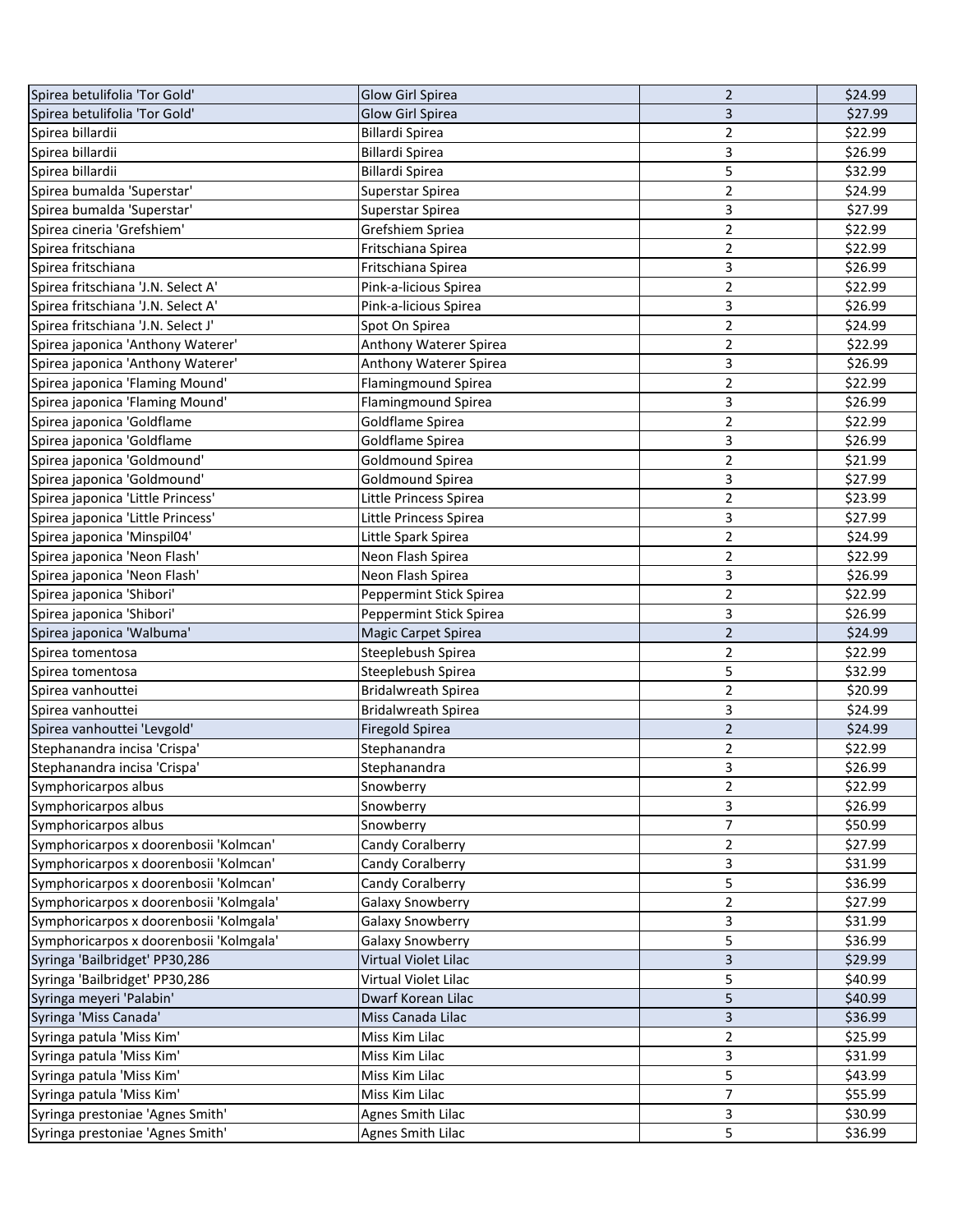| Spirea betulifolia 'Tor Gold' | Glow Girl Spirea | 2 | $24.99 |
|---|---|---|---|
| Spirea betulifolia 'Tor Gold' | Glow Girl Spirea | 3 | $27.99 |
| Spirea billardii | Billardi Spirea | 2 | $22.99 |
| Spirea billardii | Billardi Spirea | 3 | $26.99 |
| Spirea billardii | Billardi Spirea | 5 | $32.99 |
| Spirea bumalda 'Superstar' | Superstar Spirea | 2 | $24.99 |
| Spirea bumalda 'Superstar' | Superstar Spirea | 3 | $27.99 |
| Spirea cineria 'Grefshiem' | Grefshiem Spriea | 2 | $22.99 |
| Spirea fritschiana | Fritschiana Spirea | 2 | $22.99 |
| Spirea fritschiana | Fritschiana Spirea | 3 | $26.99 |
| Spirea fritschiana 'J.N. Select A' | Pink-a-licious Spirea | 2 | $22.99 |
| Spirea fritschiana 'J.N. Select A' | Pink-a-licious Spirea | 3 | $26.99 |
| Spirea fritschiana 'J.N. Select J' | Spot On Spirea | 2 | $24.99 |
| Spirea japonica 'Anthony Waterer' | Anthony Waterer Spirea | 2 | $22.99 |
| Spirea japonica 'Anthony Waterer' | Anthony Waterer Spirea | 3 | $26.99 |
| Spirea japonica 'Flaming Mound' | Flamingmound Spirea | 2 | $22.99 |
| Spirea japonica 'Flaming Mound' | Flamingmound Spirea | 3 | $26.99 |
| Spirea japonica 'Goldflame | Goldflame Spirea | 2 | $22.99 |
| Spirea japonica 'Goldflame | Goldflame Spirea | 3 | $26.99 |
| Spirea japonica 'Goldmound' | Goldmound Spirea | 2 | $21.99 |
| Spirea japonica 'Goldmound' | Goldmound Spirea | 3 | $27.99 |
| Spirea japonica 'Little Princess' | Little Princess Spirea | 2 | $23.99 |
| Spirea japonica 'Little Princess' | Little Princess Spirea | 3 | $27.99 |
| Spirea japonica 'Minspil04' | Little Spark Spirea | 2 | $24.99 |
| Spirea japonica 'Neon Flash' | Neon Flash Spirea | 2 | $22.99 |
| Spirea japonica 'Neon Flash' | Neon Flash Spirea | 3 | $26.99 |
| Spirea japonica 'Shibori' | Peppermint Stick Spirea | 2 | $22.99 |
| Spirea japonica 'Shibori' | Peppermint Stick Spirea | 3 | $26.99 |
| Spirea japonica 'Walbuma' | Magic Carpet Spirea | 2 | $24.99 |
| Spirea tomentosa | Steeplebush Spirea | 2 | $22.99 |
| Spirea tomentosa | Steeplebush Spirea | 5 | $32.99 |
| Spirea vanhouttei | Bridalwreath Spirea | 2 | $20.99 |
| Spirea vanhouttei | Bridalwreath Spirea | 3 | $24.99 |
| Spirea vanhouttei 'Levgold' | Firegold Spirea | 2 | $24.99 |
| Stephanandra incisa 'Crispa' | Stephanandra | 2 | $22.99 |
| Stephanandra incisa 'Crispa' | Stephanandra | 3 | $26.99 |
| Symphoricarpos albus | Snowberry | 2 | $22.99 |
| Symphoricarpos albus | Snowberry | 3 | $26.99 |
| Symphoricarpos albus | Snowberry | 7 | $50.99 |
| Symphoricarpos x doorenbosii 'Kolmcan' | Candy Coralberry | 2 | $27.99 |
| Symphoricarpos x doorenbosii 'Kolmcan' | Candy Coralberry | 3 | $31.99 |
| Symphoricarpos x doorenbosii 'Kolmcan' | Candy Coralberry | 5 | $36.99 |
| Symphoricarpos x doorenbosii 'Kolmgala' | Galaxy Snowberry | 2 | $27.99 |
| Symphoricarpos x doorenbosii 'Kolmgala' | Galaxy Snowberry | 3 | $31.99 |
| Symphoricarpos x doorenbosii 'Kolmgala' | Galaxy Snowberry | 5 | $36.99 |
| Syringa 'Bailbridget' PP30,286 | Virtual Violet Lilac | 3 | $29.99 |
| Syringa 'Bailbridget' PP30,286 | Virtual Violet Lilac | 5 | $40.99 |
| Syringa meyeri 'Palabin' | Dwarf Korean Lilac | 5 | $40.99 |
| Syringa 'Miss Canada' | Miss Canada Lilac | 3 | $36.99 |
| Syringa patula 'Miss Kim' | Miss Kim Lilac | 2 | $25.99 |
| Syringa patula 'Miss Kim' | Miss Kim Lilac | 3 | $31.99 |
| Syringa patula 'Miss Kim' | Miss Kim Lilac | 5 | $43.99 |
| Syringa patula 'Miss Kim' | Miss Kim Lilac | 7 | $55.99 |
| Syringa prestoniae 'Agnes Smith' | Agnes Smith Lilac | 3 | $30.99 |
| Syringa prestoniae 'Agnes Smith' | Agnes Smith Lilac | 5 | $36.99 |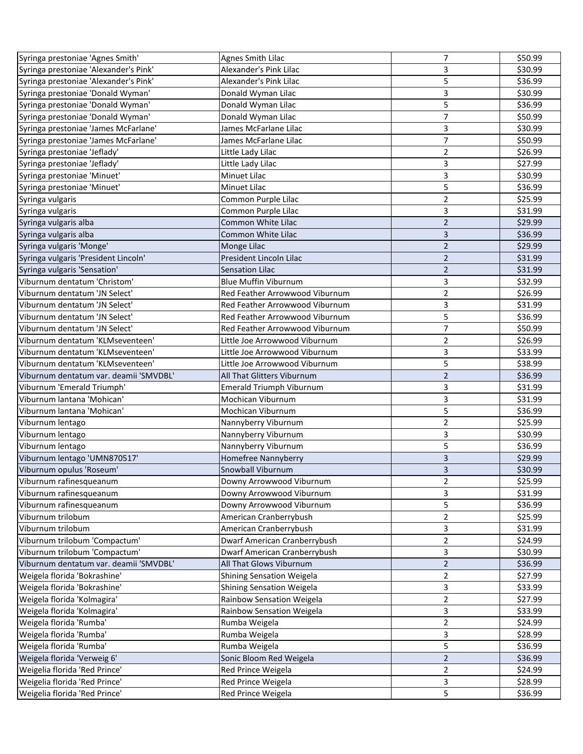| | | | |
|---|---|---|---|
| Syringa prestoniae 'Agnes Smith' | Agnes Smith Lilac | 7 | $50.99 |
| Syringa prestoniae 'Alexander's Pink' | Alexander's Pink Lilac | 3 | $30.99 |
| Syringa prestoniae 'Alexander's Pink' | Alexander's Pink Lilac | 5 | $36.99 |
| Syringa prestoniae 'Donald Wyman' | Donald Wyman Lilac | 3 | $30.99 |
| Syringa prestoniae 'Donald Wyman' | Donald Wyman Lilac | 5 | $36.99 |
| Syringa prestoniae 'Donald Wyman' | Donald Wyman Lilac | 7 | $50.99 |
| Syringa prestoniae 'James McFarlane' | James McFarlane Lilac | 3 | $30.99 |
| Syringa prestoniae 'James McFarlane' | James McFarlane Lilac | 7 | $50.99 |
| Syringa prestoniae 'Jeflady' | Little Lady Lilac | 2 | $26.99 |
| Syringa prestoniae 'Jeflady' | Little Lady Lilac | 3 | $27.99 |
| Syringa prestoniae 'Minuet' | Minuet Lilac | 3 | $30.99 |
| Syringa prestoniae 'Minuet' | Minuet Lilac | 5 | $36.99 |
| Syringa vulgaris | Common Purple Lilac | 2 | $25.99 |
| Syringa vulgaris | Common Purple Lilac | 3 | $31.99 |
| Syringa vulgaris alba | Common White Lilac | 2 | $29.99 |
| Syringa vulgaris alba | Common White Lilac | 3 | $36.99 |
| Syringa vulgaris 'Monge' | Monge Lilac | 2 | $29.99 |
| Syringa vulgaris 'President Lincoln' | President Lincoln Lilac | 2 | $31.99 |
| Syringa vulgaris 'Sensation' | Sensation Lilac | 2 | $31.99 |
| Viburnum dentatum 'Christom' | Blue Muffin Viburnum | 3 | $32.99 |
| Viburnum dentatum 'JN Select' | Red Feather Arrowwood Viburnum | 2 | $26.99 |
| Viburnum dentatum 'JN Select' | Red Feather Arrowwood Viburnum | 3 | $31.99 |
| Viburnum dentatum 'JN Select' | Red Feather Arrowwood Viburnum | 5 | $36.99 |
| Viburnum dentatum 'JN Select' | Red Feather Arrowwood Viburnum | 7 | $50.99 |
| Viburnum dentatum 'KLMseventeen' | Little Joe Arrowwood Viburnum | 2 | $26.99 |
| Viburnum dentatum 'KLMseventeen' | Little Joe Arrowwood Viburnum | 3 | $33.99 |
| Viburnum dentatum 'KLMseventeen' | Little Joe Arrowwood Viburnum | 5 | $38.99 |
| Viburnum dentatum var. deamii 'SMVDBL' | All That Glitters Viburnum | 2 | $36.99 |
| Viburnum 'Emerald Triumph' | Emerald Triumph Viburnum | 3 | $31.99 |
| Viburnum lantana 'Mohican' | Mochican Viburnum | 3 | $31.99 |
| Viburnum lantana 'Mohican' | Mochican Viburnum | 5 | $36.99 |
| Viburnum lentago | Nannyberry Viburnum | 2 | $25.99 |
| Viburnum lentago | Nannyberry Viburnum | 3 | $30.99 |
| Viburnum lentago | Nannyberry Viburnum | 5 | $36.99 |
| Viburnum lentago 'UMN870517' | Homefree Nannyberry | 3 | $29.99 |
| Viburnum opulus 'Roseum' | Snowball Viburnum | 3 | $30.99 |
| Viburnum rafinesqueanum | Downy Arrowwood Viburnum | 2 | $25.99 |
| Viburnum rafinesqueanum | Downy Arrowwood Viburnum | 3 | $31.99 |
| Viburnum rafinesqueanum | Downy Arrowwood Viburnum | 5 | $36.99 |
| Viburnum trilobum | American Cranberrybush | 2 | $25.99 |
| Viburnum trilobum | American Cranberrybush | 3 | $31.99 |
| Viburnum trilobum 'Compactum' | Dwarf American Cranberrybush | 2 | $24.99 |
| Viburnum trilobum 'Compactum' | Dwarf American Cranberrybush | 3 | $30.99 |
| Viburnum dentatum var. deamii 'SMVDBL' | All That Glows Viburnum | 2 | $36.99 |
| Weigela florida 'Bokrashine' | Shining Sensation Weigela | 2 | $27.99 |
| Weigela florida 'Bokrashine' | Shining Sensation Weigela | 3 | $33.99 |
| Weigela florida 'Kolmagira' | Rainbow Sensation Weigela | 2 | $27.99 |
| Weigela florida 'Kolmagira' | Rainbow Sensation Weigela | 3 | $33.99 |
| Weigela florida 'Rumba' | Rumba Weigela | 2 | $24.99 |
| Weigela florida 'Rumba' | Rumba Weigela | 3 | $28.99 |
| Weigela florida 'Rumba' | Rumba Weigela | 5 | $36.99 |
| Weigela florida 'Verweig 6' | Sonic Bloom Red Weigela | 2 | $36.99 |
| Weigelia florida 'Red Prince' | Red Prince Weigela | 2 | $24.99 |
| Weigelia florida 'Red Prince' | Red Prince Weigela | 3 | $28.99 |
| Weigelia florida 'Red Prince' | Red Prince Weigela | 5 | $36.99 |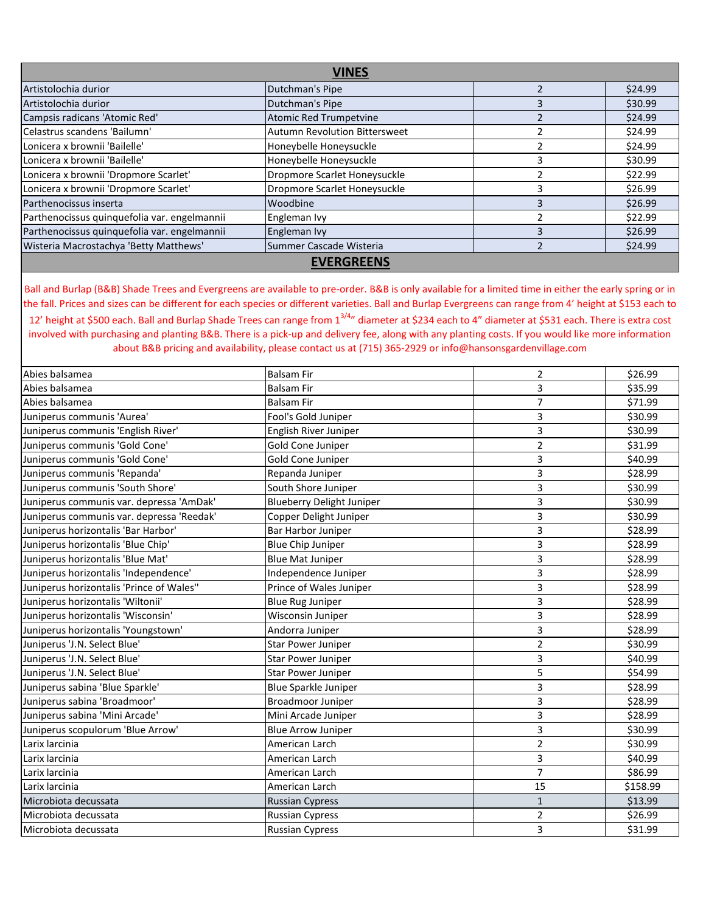## VINES

| | | | |
|---|---|---|---|
| Artistolochia durior | Dutchman's Pipe | 2 | $24.99 |
| Artistolochia durior | Dutchman's Pipe | 3 | $30.99 |
| Campsis radicans 'Atomic Red' | Atomic Red Trumpetvine | 2 | $24.99 |
| Celastrus scandens 'Bailumn' | Autumn Revolution Bittersweet | 2 | $24.99 |
| Lonicera x brownii 'Bailelle' | Honeybelle Honeysuckle | 2 | $24.99 |
| Lonicera x brownii 'Bailelle' | Honeybelle Honeysuckle | 3 | $30.99 |
| Lonicera x brownii 'Dropmore Scarlet' | Dropmore Scarlet Honeysuckle | 2 | $22.99 |
| Lonicera x brownii 'Dropmore Scarlet' | Dropmore Scarlet Honeysuckle | 3 | $26.99 |
| Parthenocissus inserta | Woodbine | 3 | $26.99 |
| Parthenocissus quinquefolia var. engelmannii | Engleman Ivy | 2 | $22.99 |
| Parthenocissus quinquefolia var. engelmannii | Engleman Ivy | 3 | $26.99 |
| Wisteria Macrostachya 'Betty Matthews' | Summer Cascade Wisteria | 2 | $24.99 |

## EVERGREENS

Ball and Burlap (B&B) Shade Trees and Evergreens are available to pre-order. B&B is only available for a limited time in either the early spring or in the fall. Prices and sizes can be different for each species or different varieties. Ball and Burlap Evergreens can range from 4' height at $153 each to 12' height at $500 each. Ball and Burlap Shade Trees can range from 1 3/4" diameter at $234 each to 4" diameter at $531 each. There is extra cost involved with purchasing and planting B&B. There is a pick-up and delivery fee, along with any planting costs. If you would like more information about B&B pricing and availability, please contact us at (715) 365-2929 or info@hansonsgardenvillage.com

| | | | |
|---|---|---|---|
| Abies balsamea | Balsam Fir | 2 | $26.99 |
| Abies balsamea | Balsam Fir | 3 | $35.99 |
| Abies balsamea | Balsam Fir | 7 | $71.99 |
| Juniperus communis 'Aurea' | Fool's Gold Juniper | 3 | $30.99 |
| Juniperus communis 'English River' | English River Juniper | 3 | $30.99 |
| Juniperus communis 'Gold Cone' | Gold Cone Juniper | 2 | $31.99 |
| Juniperus communis 'Gold Cone' | Gold Cone Juniper | 3 | $40.99 |
| Juniperus communis 'Repanda' | Repanda Juniper | 3 | $28.99 |
| Juniperus communis 'South Shore' | South Shore Juniper | 3 | $30.99 |
| Juniperus communis var. depressa 'AmDak' | Blueberry Delight Juniper | 3 | $30.99 |
| Juniperus communis var. depressa 'Reedak' | Copper Delight Juniper | 3 | $30.99 |
| Juniperus horizontalis 'Bar Harbor' | Bar Harbor Juniper | 3 | $28.99 |
| Juniperus horizontalis 'Blue Chip' | Blue Chip Juniper | 3 | $28.99 |
| Juniperus horizontalis 'Blue Mat' | Blue Mat Juniper | 3 | $28.99 |
| Juniperus horizontalis 'Independence' | Independence Juniper | 3 | $28.99 |
| Juniperus horizontalis 'Prince of Wales'' | Prince of Wales Juniper | 3 | $28.99 |
| Juniperus horizontalis 'Wiltonii' | Blue Rug Juniper | 3 | $28.99 |
| Juniperus horizontalis 'Wisconsin' | Wisconsin Juniper | 3 | $28.99 |
| Juniperus horizontalis 'Youngstown' | Andorra Juniper | 3 | $28.99 |
| Juniperus 'J.N. Select Blue' | Star Power Juniper | 2 | $30.99 |
| Juniperus 'J.N. Select Blue' | Star Power Juniper | 3 | $40.99 |
| Juniperus 'J.N. Select Blue' | Star Power Juniper | 5 | $54.99 |
| Juniperus sabina 'Blue Sparkle' | Blue Sparkle Juniper | 3 | $28.99 |
| Juniperus sabina 'Broadmoor' | Broadmoor Juniper | 3 | $28.99 |
| Juniperus sabina 'Mini Arcade' | Mini Arcade Juniper | 3 | $28.99 |
| Juniperus scopulorum 'Blue Arrow' | Blue Arrow Juniper | 3 | $30.99 |
| Larix larcinia | American Larch | 2 | $30.99 |
| Larix larcinia | American Larch | 3 | $40.99 |
| Larix larcinia | American Larch | 7 | $86.99 |
| Larix larcinia | American Larch | 15 | $158.99 |
| Microbiota decussata | Russian Cypress | 1 | $13.99 |
| Microbiota decussata | Russian Cypress | 2 | $26.99 |
| Microbiota decussata | Russian Cypress | 3 | $31.99 |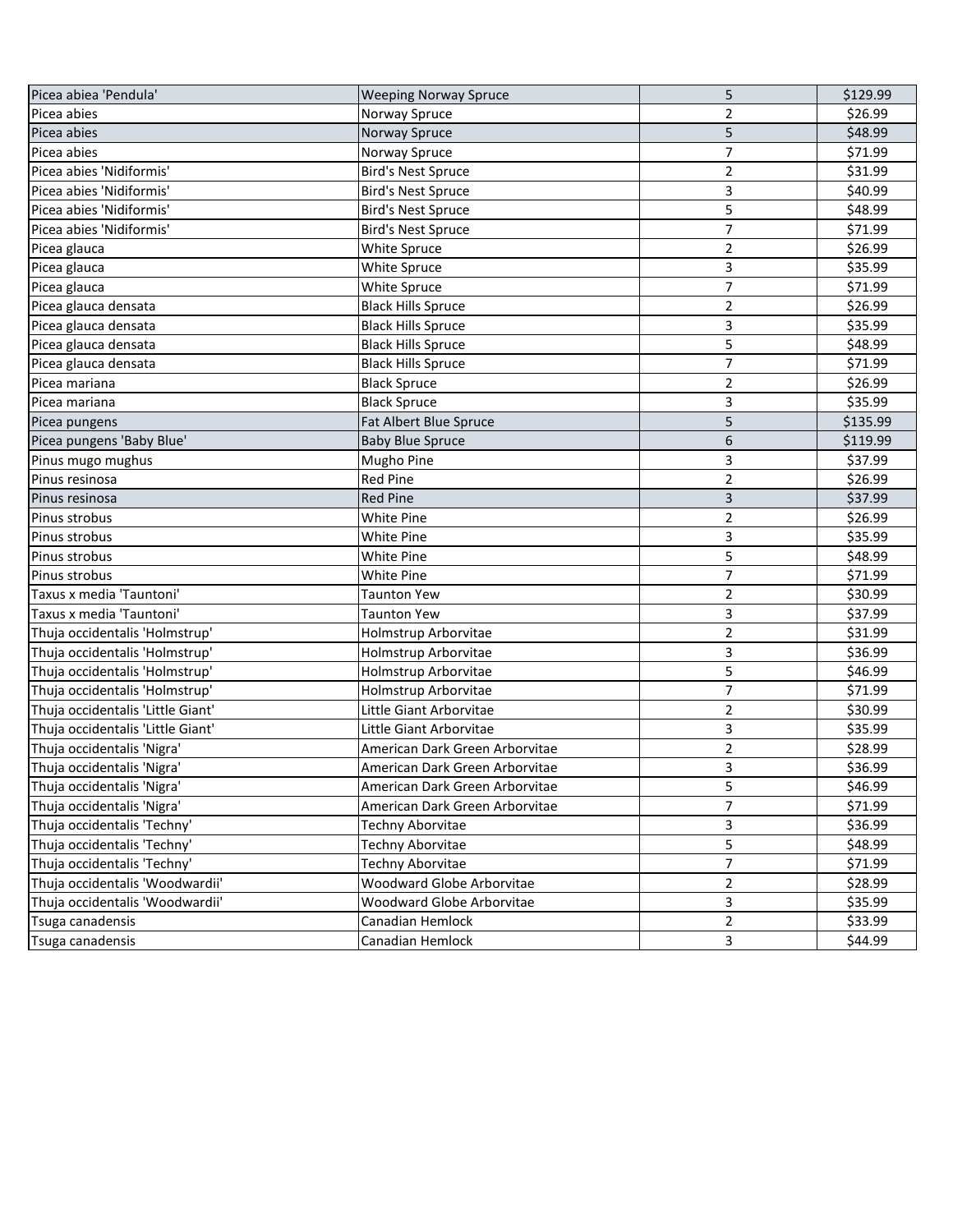| Picea abiea 'Pendula' | Weeping Norway Spruce | 5 | $129.99 |
|---|---|---|---|
| Picea abies | Norway Spruce | 2 | $26.99 |
| Picea abies | Norway Spruce | 5 | $48.99 |
| Picea abies | Norway Spruce | 7 | $71.99 |
| Picea abies 'Nidiformis' | Bird's Nest Spruce | 2 | $31.99 |
| Picea abies 'Nidiformis' | Bird's Nest Spruce | 3 | $40.99 |
| Picea abies 'Nidiformis' | Bird's Nest Spruce | 5 | $48.99 |
| Picea abies 'Nidiformis' | Bird's Nest Spruce | 7 | $71.99 |
| Picea glauca | White Spruce | 2 | $26.99 |
| Picea glauca | White Spruce | 3 | $35.99 |
| Picea glauca | White Spruce | 7 | $71.99 |
| Picea glauca densata | Black Hills Spruce | 2 | $26.99 |
| Picea glauca densata | Black Hills Spruce | 3 | $35.99 |
| Picea glauca densata | Black Hills Spruce | 5 | $48.99 |
| Picea glauca densata | Black Hills Spruce | 7 | $71.99 |
| Picea mariana | Black Spruce | 2 | $26.99 |
| Picea mariana | Black Spruce | 3 | $35.99 |
| Picea pungens | Fat Albert Blue Spruce | 5 | $135.99 |
| Picea pungens 'Baby Blue' | Baby Blue Spruce | 6 | $119.99 |
| Pinus mugo mughus | Mugho Pine | 3 | $37.99 |
| Pinus resinosa | Red Pine | 2 | $26.99 |
| Pinus resinosa | Red Pine | 3 | $37.99 |
| Pinus strobus | White Pine | 2 | $26.99 |
| Pinus strobus | White Pine | 3 | $35.99 |
| Pinus strobus | White Pine | 5 | $48.99 |
| Pinus strobus | White Pine | 7 | $71.99 |
| Taxus x media 'Tauntoni' | Taunton Yew | 2 | $30.99 |
| Taxus x media 'Tauntoni' | Taunton Yew | 3 | $37.99 |
| Thuja occidentalis 'Holmstrup' | Holmstrup Arborvitae | 2 | $31.99 |
| Thuja occidentalis 'Holmstrup' | Holmstrup Arborvitae | 3 | $36.99 |
| Thuja occidentalis 'Holmstrup' | Holmstrup Arborvitae | 5 | $46.99 |
| Thuja occidentalis 'Holmstrup' | Holmstrup Arborvitae | 7 | $71.99 |
| Thuja occidentalis 'Little Giant' | Little Giant Arborvitae | 2 | $30.99 |
| Thuja occidentalis 'Little Giant' | Little Giant Arborvitae | 3 | $35.99 |
| Thuja occidentalis 'Nigra' | American Dark Green Arborvitae | 2 | $28.99 |
| Thuja occidentalis 'Nigra' | American Dark Green Arborvitae | 3 | $36.99 |
| Thuja occidentalis 'Nigra' | American Dark Green Arborvitae | 5 | $46.99 |
| Thuja occidentalis 'Nigra' | American Dark Green Arborvitae | 7 | $71.99 |
| Thuja occidentalis 'Techny' | Techny Aborvitae | 3 | $36.99 |
| Thuja occidentalis 'Techny' | Techny Aborvitae | 5 | $48.99 |
| Thuja occidentalis 'Techny' | Techny Aborvitae | 7 | $71.99 |
| Thuja occidentalis 'Woodwardii' | Woodward Globe Arborvitae | 2 | $28.99 |
| Thuja occidentalis 'Woodwardii' | Woodward Globe Arborvitae | 3 | $35.99 |
| Tsuga canadensis | Canadian Hemlock | 2 | $33.99 |
| Tsuga canadensis | Canadian Hemlock | 3 | $44.99 |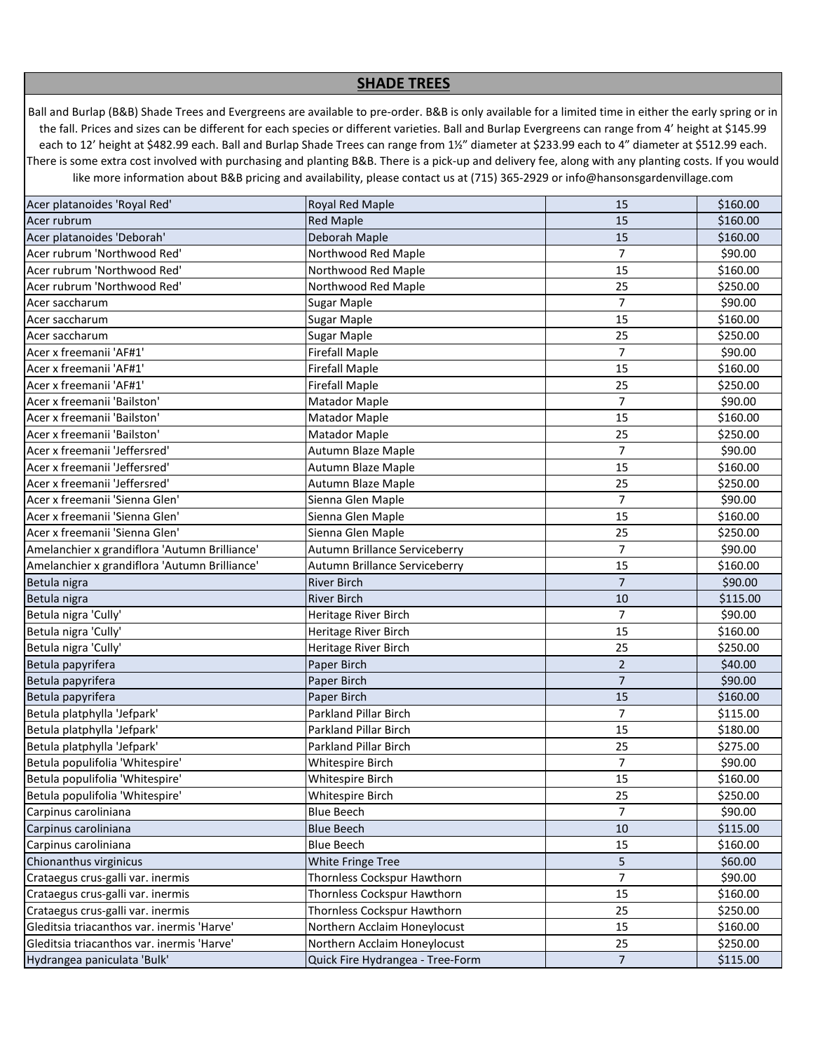## SHADE TREES

Ball and Burlap (B&B) Shade Trees and Evergreens are available to pre-order. B&B is only available for a limited time in either the early spring or in the fall. Prices and sizes can be different for each species or different varieties. Ball and Burlap Evergreens can range from 4' height at $145.99 each to 12' height at $482.99 each. Ball and Burlap Shade Trees can range from 1½" diameter at $233.99 each to 4" diameter at $512.99 each. There is some extra cost involved with purchasing and planting B&B. There is a pick-up and delivery fee, along with any planting costs. If you would like more information about B&B pricing and availability, please contact us at (715) 365-2929 or info@hansonsgardenvillage.com

| | | | |
|---|---|---|---|
| Acer platanoides 'Royal Red' | Royal Red Maple | 15 | $160.00 |
| Acer rubrum | Red Maple | 15 | $160.00 |
| Acer platanoides 'Deborah' | Deborah Maple | 15 | $160.00 |
| Acer rubrum 'Northwood Red' | Northwood Red Maple | 7 | $90.00 |
| Acer rubrum 'Northwood Red' | Northwood Red Maple | 15 | $160.00 |
| Acer rubrum 'Northwood Red' | Northwood Red Maple | 25 | $250.00 |
| Acer saccharum | Sugar Maple | 7 | $90.00 |
| Acer saccharum | Sugar Maple | 15 | $160.00 |
| Acer saccharum | Sugar Maple | 25 | $250.00 |
| Acer x freemanii 'AF#1' | Firefall Maple | 7 | $90.00 |
| Acer x freemanii 'AF#1' | Firefall Maple | 15 | $160.00 |
| Acer x freemanii 'AF#1' | Firefall Maple | 25 | $250.00 |
| Acer x freemanii 'Bailston' | Matador Maple | 7 | $90.00 |
| Acer x freemanii 'Bailston' | Matador Maple | 15 | $160.00 |
| Acer x freemanii 'Bailston' | Matador Maple | 25 | $250.00 |
| Acer x freemanii 'Jeffersred' | Autumn Blaze Maple | 7 | $90.00 |
| Acer x freemanii 'Jeffersred' | Autumn Blaze Maple | 15 | $160.00 |
| Acer x freemanii 'Jeffersred' | Autumn Blaze Maple | 25 | $250.00 |
| Acer x freemanii 'Sienna Glen' | Sienna Glen Maple | 7 | $90.00 |
| Acer x freemanii 'Sienna Glen' | Sienna Glen Maple | 15 | $160.00 |
| Acer x freemanii 'Sienna Glen' | Sienna Glen Maple | 25 | $250.00 |
| Amelanchier x grandiflora 'Autumn Brilliance' | Autumn Brillance Serviceberry | 7 | $90.00 |
| Amelanchier x grandiflora 'Autumn Brilliance' | Autumn Brillance Serviceberry | 15 | $160.00 |
| Betula nigra | River Birch | 7 | $90.00 |
| Betula nigra | River Birch | 10 | $115.00 |
| Betula nigra 'Cully' | Heritage River Birch | 7 | $90.00 |
| Betula nigra 'Cully' | Heritage River Birch | 15 | $160.00 |
| Betula nigra 'Cully' | Heritage River Birch | 25 | $250.00 |
| Betula papyrifera | Paper Birch | 2 | $40.00 |
| Betula papyrifera | Paper Birch | 7 | $90.00 |
| Betula papyrifera | Paper Birch | 15 | $160.00 |
| Betula platphylla 'Jefpark' | Parkland Pillar Birch | 7 | $115.00 |
| Betula platphylla 'Jefpark' | Parkland Pillar Birch | 15 | $180.00 |
| Betula platphylla 'Jefpark' | Parkland Pillar Birch | 25 | $275.00 |
| Betula populifolia 'Whitespire' | Whitespire Birch | 7 | $90.00 |
| Betula populifolia 'Whitespire' | Whitespire Birch | 15 | $160.00 |
| Betula populifolia 'Whitespire' | Whitespire Birch | 25 | $250.00 |
| Carpinus caroliniana | Blue Beech | 7 | $90.00 |
| Carpinus caroliniana | Blue Beech | 10 | $115.00 |
| Carpinus caroliniana | Blue Beech | 15 | $160.00 |
| Chionanthus virginicus | White Fringe Tree | 5 | $60.00 |
| Crataegus crus-galli var. inermis | Thornless Cockspur Hawthorn | 7 | $90.00 |
| Crataegus crus-galli var. inermis | Thornless Cockspur Hawthorn | 15 | $160.00 |
| Crataegus crus-galli var. inermis | Thornless Cockspur Hawthorn | 25 | $250.00 |
| Gleditsia triacanthos var. inermis 'Harve' | Northern Acclaim Honeylocust | 15 | $160.00 |
| Gleditsia triacanthos var. inermis 'Harve' | Northern Acclaim Honeylocust | 25 | $250.00 |
| Hydrangea paniculata 'Bulk' | Quick Fire Hydrangea - Tree-Form | 7 | $115.00 |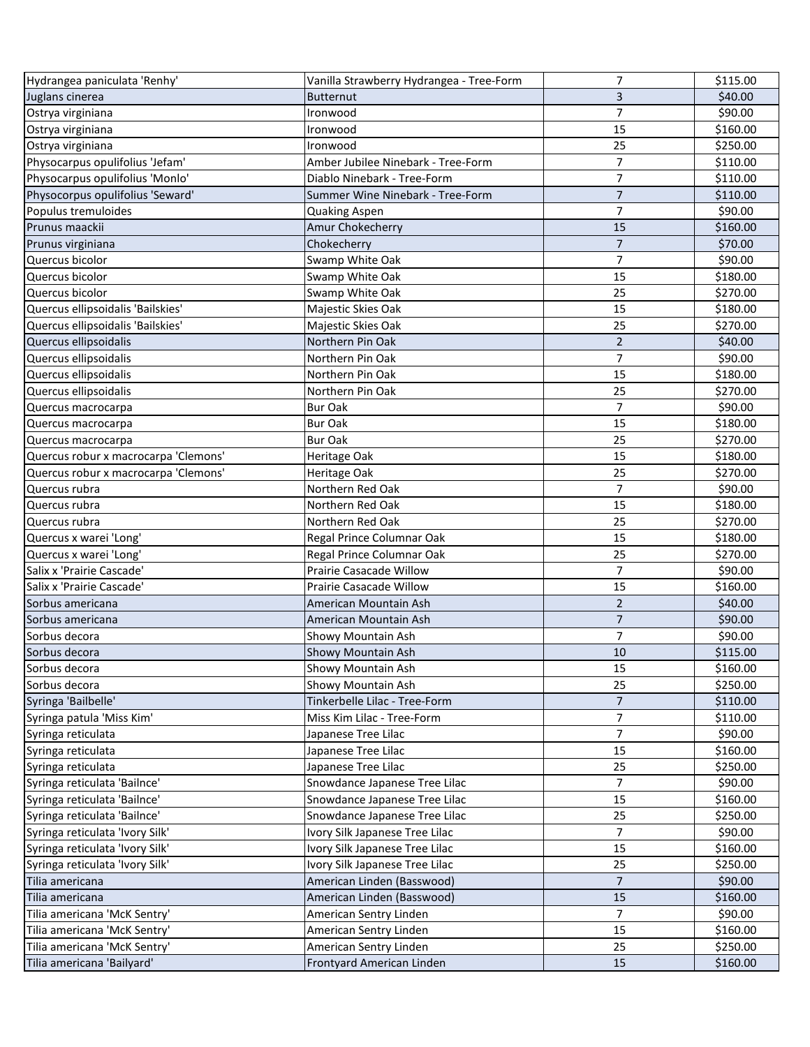| | | | |
|---|---|---|---|
| Hydrangea paniculata 'Renhy' | Vanilla Strawberry Hydrangea - Tree-Form | 7 | $115.00 |
| Juglans cinerea | Butternut | 3 | $40.00 |
| Ostrya virginiana | Ironwood | 7 | $90.00 |
| Ostrya virginiana | Ironwood | 15 | $160.00 |
| Ostrya virginiana | Ironwood | 25 | $250.00 |
| Physocarpus opulifolius 'Jefam' | Amber Jubilee Ninebark - Tree-Form | 7 | $110.00 |
| Physocarpus opulifolius 'Monlo' | Diablo Ninebark - Tree-Form | 7 | $110.00 |
| Physocorpus opulifolius 'Seward' | Summer Wine Ninebark - Tree-Form | 7 | $110.00 |
| Populus tremuloides | Quaking Aspen | 7 | $90.00 |
| Prunus maackii | Amur Chokecherry | 15 | $160.00 |
| Prunus virginiana | Chokecherry | 7 | $70.00 |
| Quercus bicolor | Swamp White Oak | 7 | $90.00 |
| Quercus bicolor | Swamp White Oak | 15 | $180.00 |
| Quercus bicolor | Swamp White Oak | 25 | $270.00 |
| Quercus ellipsoidalis 'Bailskies' | Majestic Skies Oak | 15 | $180.00 |
| Quercus ellipsoidalis 'Bailskies' | Majestic Skies Oak | 25 | $270.00 |
| Quercus ellipsoidalis | Northern Pin Oak | 2 | $40.00 |
| Quercus ellipsoidalis | Northern Pin Oak | 7 | $90.00 |
| Quercus ellipsoidalis | Northern Pin Oak | 15 | $180.00 |
| Quercus ellipsoidalis | Northern Pin Oak | 25 | $270.00 |
| Quercus macrocarpa | Bur Oak | 7 | $90.00 |
| Quercus macrocarpa | Bur Oak | 15 | $180.00 |
| Quercus macrocarpa | Bur Oak | 25 | $270.00 |
| Quercus robur x macrocarpa 'Clemons' | Heritage Oak | 15 | $180.00 |
| Quercus robur x macrocarpa 'Clemons' | Heritage Oak | 25 | $270.00 |
| Quercus rubra | Northern Red Oak | 7 | $90.00 |
| Quercus rubra | Northern Red Oak | 15 | $180.00 |
| Quercus rubra | Northern Red Oak | 25 | $270.00 |
| Quercus x warei 'Long' | Regal Prince Columnar Oak | 15 | $180.00 |
| Quercus x warei 'Long' | Regal Prince Columnar Oak | 25 | $270.00 |
| Salix x 'Prairie Cascade' | Prairie Casacade Willow | 7 | $90.00 |
| Salix x 'Prairie Cascade' | Prairie Casacade Willow | 15 | $160.00 |
| Sorbus americana | American Mountain Ash | 2 | $40.00 |
| Sorbus americana | American Mountain Ash | 7 | $90.00 |
| Sorbus decora | Showy Mountain Ash | 7 | $90.00 |
| Sorbus decora | Showy Mountain Ash | 10 | $115.00 |
| Sorbus decora | Showy Mountain Ash | 15 | $160.00 |
| Sorbus decora | Showy Mountain Ash | 25 | $250.00 |
| Syringa 'Bailbelle' | Tinkerbelle Lilac - Tree-Form | 7 | $110.00 |
| Syringa patula 'Miss Kim' | Miss Kim Lilac - Tree-Form | 7 | $110.00 |
| Syringa reticulata | Japanese Tree Lilac | 7 | $90.00 |
| Syringa reticulata | Japanese Tree Lilac | 15 | $160.00 |
| Syringa reticulata | Japanese Tree Lilac | 25 | $250.00 |
| Syringa reticulata 'Bailnce' | Snowdance Japanese Tree Lilac | 7 | $90.00 |
| Syringa reticulata 'Bailnce' | Snowdance Japanese Tree Lilac | 15 | $160.00 |
| Syringa reticulata 'Bailnce' | Snowdance Japanese Tree Lilac | 25 | $250.00 |
| Syringa reticulata 'Ivory Silk' | Ivory Silk Japanese Tree Lilac | 7 | $90.00 |
| Syringa reticulata 'Ivory Silk' | Ivory Silk Japanese Tree Lilac | 15 | $160.00 |
| Syringa reticulata 'Ivory Silk' | Ivory Silk Japanese Tree Lilac | 25 | $250.00 |
| Tilia americana | American Linden (Basswood) | 7 | $90.00 |
| Tilia americana | American Linden (Basswood) | 15 | $160.00 |
| Tilia americana 'McK Sentry' | American Sentry Linden | 7 | $90.00 |
| Tilia americana 'McK Sentry' | American Sentry Linden | 15 | $160.00 |
| Tilia americana 'McK Sentry' | American Sentry Linden | 25 | $250.00 |
| Tilia americana 'Bailyard' | Frontyard American Linden | 15 | $160.00 |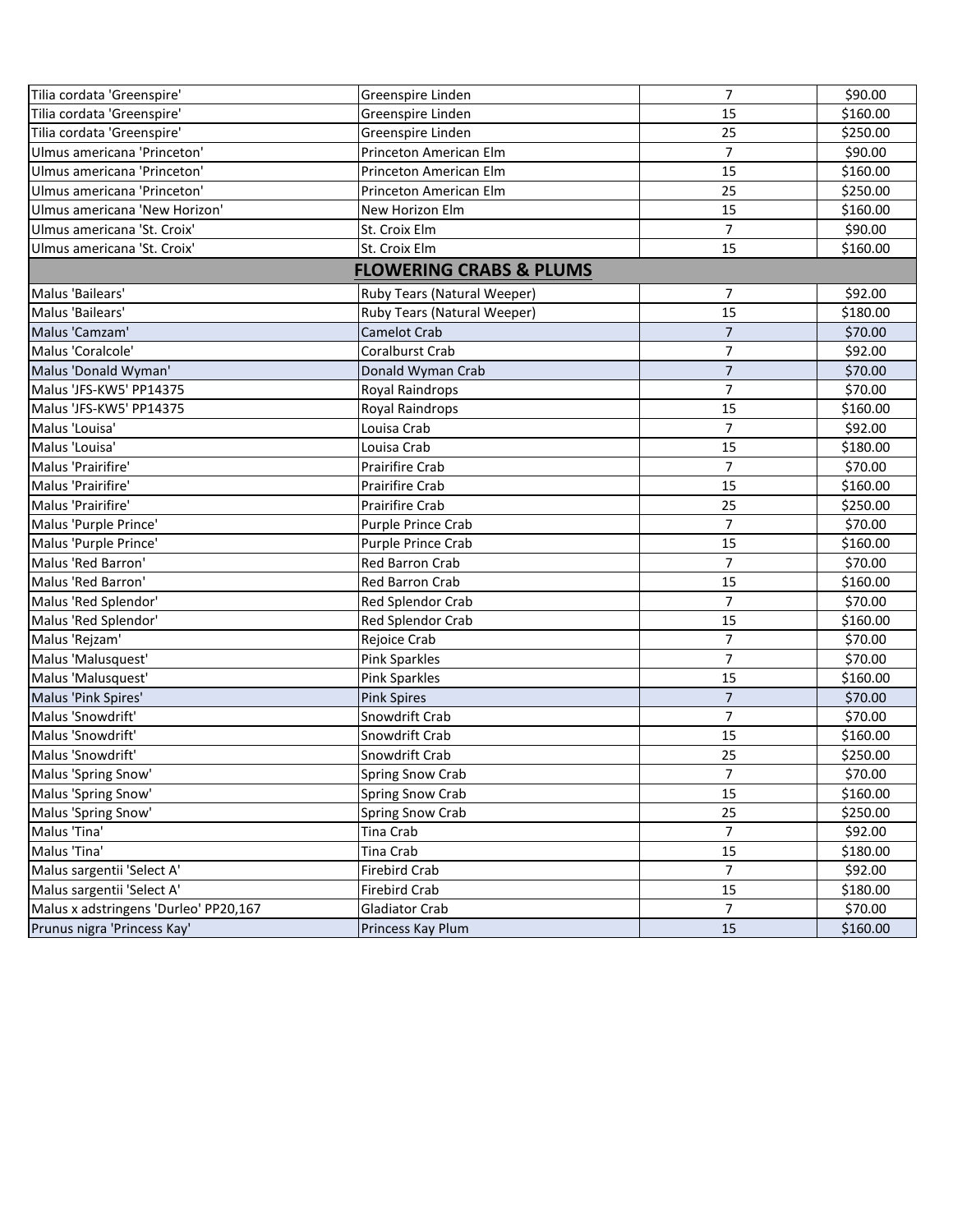| | | | |
|---|---|---|---|
| Tilia cordata 'Greenspire' | Greenspire Linden | 7 | $90.00 |
| Tilia cordata 'Greenspire' | Greenspire Linden | 15 | $160.00 |
| Tilia cordata 'Greenspire' | Greenspire Linden | 25 | $250.00 |
| Ulmus americana 'Princeton' | Princeton American Elm | 7 | $90.00 |
| Ulmus americana 'Princeton' | Princeton American Elm | 15 | $160.00 |
| Ulmus americana 'Princeton' | Princeton American Elm | 25 | $250.00 |
| Ulmus americana 'New Horizon' | New Horizon Elm | 15 | $160.00 |
| Ulmus americana 'St. Croix' | St. Croix Elm | 7 | $90.00 |
| Ulmus americana 'St. Croix' | St. Croix Elm | 15 | $160.00 |
| | **FLOWERING CRABS & PLUMS** | | |
| Malus 'Bailears' | Ruby Tears (Natural Weeper) | 7 | $92.00 |
| Malus 'Bailears' | Ruby Tears (Natural Weeper) | 15 | $180.00 |
| Malus 'Camzam' | Camelot Crab | 7 | $70.00 |
| Malus 'Coralcole' | Coralburst Crab | 7 | $92.00 |
| Malus 'Donald Wyman' | Donald Wyman Crab | 7 | $70.00 |
| Malus 'JFS-KW5' PP14375 | Royal Raindrops | 7 | $70.00 |
| Malus 'JFS-KW5' PP14375 | Royal Raindrops | 15 | $160.00 |
| Malus 'Louisa' | Louisa Crab | 7 | $92.00 |
| Malus 'Louisa' | Louisa Crab | 15 | $180.00 |
| Malus 'Prairifire' | Prairifire Crab | 7 | $70.00 |
| Malus 'Prairifire' | Prairifire Crab | 15 | $160.00 |
| Malus 'Prairifire' | Prairifire Crab | 25 | $250.00 |
| Malus 'Purple Prince' | Purple Prince Crab | 7 | $70.00 |
| Malus 'Purple Prince' | Purple Prince Crab | 15 | $160.00 |
| Malus 'Red Barron' | Red Barron Crab | 7 | $70.00 |
| Malus 'Red Barron' | Red Barron Crab | 15 | $160.00 |
| Malus 'Red Splendor' | Red Splendor Crab | 7 | $70.00 |
| Malus 'Red Splendor' | Red Splendor Crab | 15 | $160.00 |
| Malus 'Rejzam' | Rejoice Crab | 7 | $70.00 |
| Malus 'Malusquest' | Pink Sparkles | 7 | $70.00 |
| Malus 'Malusquest' | Pink Sparkles | 15 | $160.00 |
| Malus 'Pink Spires' | Pink Spires | 7 | $70.00 |
| Malus 'Snowdrift' | Snowdrift Crab | 7 | $70.00 |
| Malus 'Snowdrift' | Snowdrift Crab | 15 | $160.00 |
| Malus 'Snowdrift' | Snowdrift Crab | 25 | $250.00 |
| Malus 'Spring Snow' | Spring Snow Crab | 7 | $70.00 |
| Malus 'Spring Snow' | Spring Snow Crab | 15 | $160.00 |
| Malus 'Spring Snow' | Spring Snow Crab | 25 | $250.00 |
| Malus 'Tina' | Tina Crab | 7 | $92.00 |
| Malus 'Tina' | Tina Crab | 15 | $180.00 |
| Malus sargentii 'Select A' | Firebird Crab | 7 | $92.00 |
| Malus sargentii 'Select A' | Firebird Crab | 15 | $180.00 |
| Malus x adstringens 'Durleo' PP20,167 | Gladiator Crab | 7 | $70.00 |
| Prunus nigra 'Princess Kay' | Princess Kay Plum | 15 | $160.00 |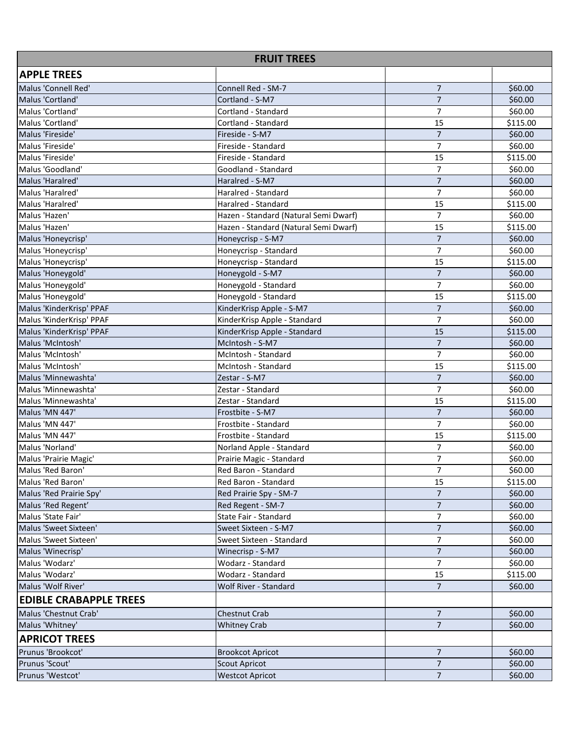| FRUIT TREES | | | |
|---|---|---|---|
| **APPLE TREES** | | | |
| Malus 'Connell Red' | Connell Red - SM-7 | 7 | $60.00 |
| Malus 'Cortland' | Cortland - S-M7 | 7 | $60.00 |
| Malus 'Cortland' | Cortland - Standard | 7 | $60.00 |
| Malus 'Cortland' | Cortland - Standard | 15 | $115.00 |
| Malus 'Fireside' | Fireside - S-M7 | 7 | $60.00 |
| Malus 'Fireside' | Fireside - Standard | 7 | $60.00 |
| Malus 'Fireside' | Fireside - Standard | 15 | $115.00 |
| Malus 'Goodland' | Goodland - Standard | 7 | $60.00 |
| Malus 'Haralred' | Haralred - S-M7 | 7 | $60.00 |
| Malus 'Haralred' | Haralred - Standard | 7 | $60.00 |
| Malus 'Haralred' | Haralred - Standard | 15 | $115.00 |
| Malus 'Hazen' | Hazen - Standard (Natural Semi Dwarf) | 7 | $60.00 |
| Malus 'Hazen' | Hazen - Standard (Natural Semi Dwarf) | 15 | $115.00 |
| Malus 'Honeycrisp' | Honeycrisp - S-M7 | 7 | $60.00 |
| Malus 'Honeycrisp' | Honeycrisp - Standard | 7 | $60.00 |
| Malus 'Honeycrisp' | Honeycrisp - Standard | 15 | $115.00 |
| Malus 'Honeygold' | Honeygold - S-M7 | 7 | $60.00 |
| Malus 'Honeygold' | Honeygold - Standard | 7 | $60.00 |
| Malus 'Honeygold' | Honeygold - Standard | 15 | $115.00 |
| Malus 'KinderKrisp' PPAF | KinderKrisp Apple - S-M7 | 7 | $60.00 |
| Malus 'KinderKrisp' PPAF | KinderKrisp Apple - Standard | 7 | $60.00 |
| Malus 'KinderKrisp' PPAF | KinderKrisp Apple - Standard | 15 | $115.00 |
| Malus 'McIntosh' | McIntosh - S-M7 | 7 | $60.00 |
| Malus 'McIntosh' | McIntosh - Standard | 7 | $60.00 |
| Malus 'McIntosh' | McIntosh - Standard | 15 | $115.00 |
| Malus 'Minnewashta' | Zestar - S-M7 | 7 | $60.00 |
| Malus 'Minnewashta' | Zestar - Standard | 7 | $60.00 |
| Malus 'Minnewashta' | Zestar - Standard | 15 | $115.00 |
| Malus 'MN 447' | Frostbite - S-M7 | 7 | $60.00 |
| Malus 'MN 447' | Frostbite - Standard | 7 | $60.00 |
| Malus 'MN 447' | Frostbite - Standard | 15 | $115.00 |
| Malus 'Norland' | Norland Apple - Standard | 7 | $60.00 |
| Malus 'Prairie Magic' | Prairie Magic - Standard | 7 | $60.00 |
| Malus 'Red Baron' | Red Baron - Standard | 7 | $60.00 |
| Malus 'Red Baron' | Red Baron - Standard | 15 | $115.00 |
| Malus 'Red Prairie Spy' | Red Prairie Spy - SM-7 | 7 | $60.00 |
| Malus ‘Red Regent’ | Red Regent - SM-7 | 7 | $60.00 |
| Malus 'State Fair' | State Fair - Standard | 7 | $60.00 |
| Malus 'Sweet Sixteen' | Sweet Sixteen - S-M7 | 7 | $60.00 |
| Malus 'Sweet Sixteen' | Sweet Sixteen - Standard | 7 | $60.00 |
| Malus 'Winecrisp' | Winecrisp - S-M7 | 7 | $60.00 |
| Malus 'Wodarz' | Wodarz - Standard | 7 | $60.00 |
| Malus 'Wodarz' | Wodarz - Standard | 15 | $115.00 |
| Malus 'Wolf River' | Wolf River - Standard | 7 | $60.00 |
| **EDIBLE CRABAPPLE TREES** | | | |
| Malus 'Chestnut Crab' | Chestnut Crab | 7 | $60.00 |
| Malus 'Whitney' | Whitney Crab | 7 | $60.00 |
| **APRICOT TREES** | | | |
| Prunus 'Brookcot' | Brookcot Apricot | 7 | $60.00 |
| Prunus 'Scout' | Scout Apricot | 7 | $60.00 |
| Prunus 'Westcot' | Westcot Apricot | 7 | $60.00 |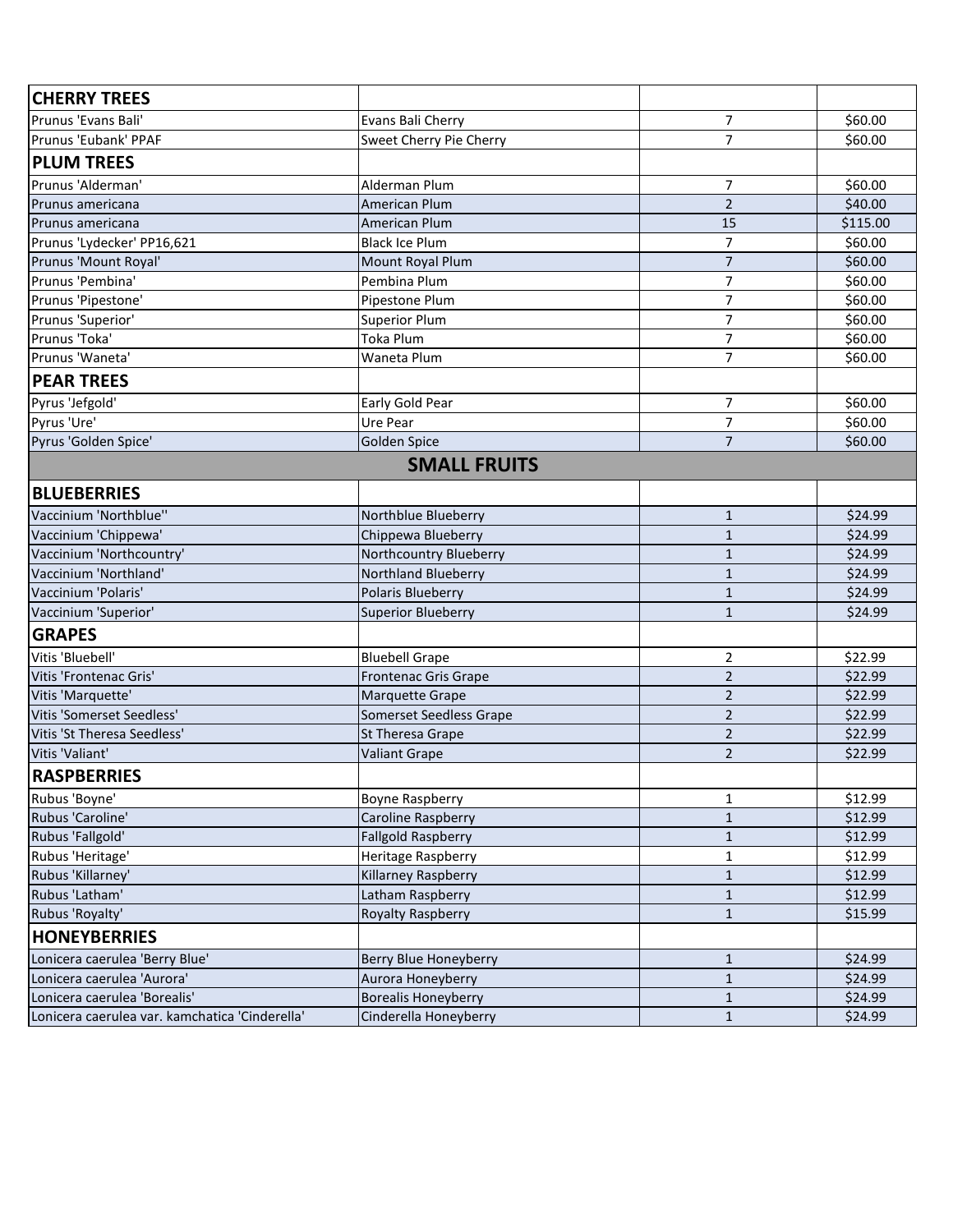| | | | |
|---|---|---|---|
| **CHERRY TREES** | | | |
| Prunus 'Evans Bali' | Evans Bali Cherry | 7 | $60.00 |
| Prunus 'Eubank' PPAF | Sweet Cherry Pie Cherry | 7 | $60.00 |
| **PLUM TREES** | | | |
| Prunus 'Alderman' | Alderman Plum | 7 | $60.00 |
| Prunus americana | American Plum | 2 | $40.00 |
| Prunus americana | American Plum | 15 | $115.00 |
| Prunus 'Lydecker' PP16,621 | Black Ice Plum | 7 | $60.00 |
| Prunus 'Mount Royal' | Mount Royal Plum | 7 | $60.00 |
| Prunus 'Pembina' | Pembina Plum | 7 | $60.00 |
| Prunus 'Pipestone' | Pipestone Plum | 7 | $60.00 |
| Prunus 'Superior' | Superior Plum | 7 | $60.00 |
| Prunus 'Toka' | Toka Plum | 7 | $60.00 |
| Prunus 'Waneta' | Waneta Plum | 7 | $60.00 |
| **PEAR TREES** | | | |
| Pyrus 'Jefgold' | Early Gold Pear | 7 | $60.00 |
| Pyrus 'Ure' | Ure Pear | 7 | $60.00 |
| Pyrus 'Golden Spice' | Golden Spice | 7 | $60.00 |
| **SMALL FRUITS** | | | |
| **BLUEBERRIES** | | | |
| Vaccinium 'Northblue'' | Northblue Blueberry | 1 | $24.99 |
| Vaccinium 'Chippewa' | Chippewa Blueberry | 1 | $24.99 |
| Vaccinium 'Northcountry' | Northcountry Blueberry | 1 | $24.99 |
| Vaccinium 'Northland' | Northland Blueberry | 1 | $24.99 |
| Vaccinium 'Polaris' | Polaris Blueberry | 1 | $24.99 |
| Vaccinium 'Superior' | Superior Blueberry | 1 | $24.99 |
| **GRAPES** | | | |
| Vitis 'Bluebell' | Bluebell Grape | 2 | $22.99 |
| Vitis 'Frontenac Gris' | Frontenac Gris Grape | 2 | $22.99 |
| Vitis 'Marquette' | Marquette Grape | 2 | $22.99 |
| Vitis 'Somerset Seedless' | Somerset Seedless Grape | 2 | $22.99 |
| Vitis 'St Theresa Seedless' | St Theresa Grape | 2 | $22.99 |
| Vitis 'Valiant' | Valiant Grape | 2 | $22.99 |
| **RASPBERRIES** | | | |
| Rubus 'Boyne' | Boyne Raspberry | 1 | $12.99 |
| Rubus 'Caroline' | Caroline Raspberry | 1 | $12.99 |
| Rubus 'Fallgold' | Fallgold Raspberry | 1 | $12.99 |
| Rubus 'Heritage' | Heritage Raspberry | 1 | $12.99 |
| Rubus 'Killarney' | Killarney Raspberry | 1 | $12.99 |
| Rubus 'Latham' | Latham Raspberry | 1 | $12.99 |
| Rubus 'Royalty' | Royalty Raspberry | 1 | $15.99 |
| **HONEYBERRIES** | | | |
| Lonicera caerulea 'Berry Blue' | Berry Blue Honeyberry | 1 | $24.99 |
| Lonicera caerulea 'Aurora' | Aurora Honeyberry | 1 | $24.99 |
| Lonicera caerulea 'Borealis' | Borealis Honeyberry | 1 | $24.99 |
| Lonicera caerulea var. kamchatica 'Cinderella' | Cinderella Honeyberry | 1 | $24.99 |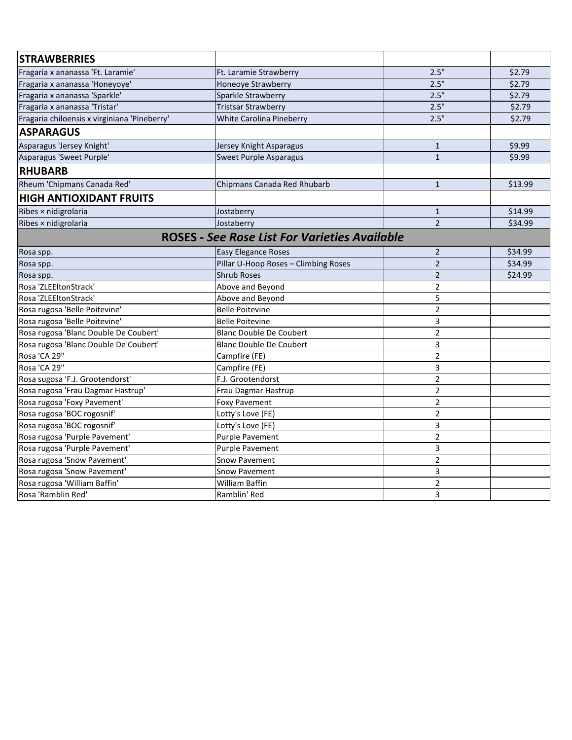| | | | |
|---|---|---|---|
| **STRAWBERRIES** | | | |
| Fragaria x ananassa 'Ft. Laramie' | Ft. Laramie Strawberry | 2.5" | $2.79 |
| Fragaria x ananassa 'Honeyoye' | Honeoye Strawberry | 2.5" | $2.79 |
| Fragaria x ananassa 'Sparkle' | Sparkle Strawberry | 2.5" | $2.79 |
| Fragaria x ananassa 'Tristar' | Tristsar Strawberry | 2.5" | $2.79 |
| Fragaria chiloensis x virginiana 'Pineberry' | White Carolina Pineberry | 2.5" | $2.79 |
| **ASPARAGUS** | | | |
| Asparagus 'Jersey Knight' | Jersey Knight Asparagus | 1 | $9.99 |
| Asparagus 'Sweet Purple' | Sweet Purple Asparagus | 1 | $9.99 |
| **RHUBARB** | | | |
| Rheum 'Chipmans Canada Red' | Chipmans Canada Red Rhubarb | 1 | $13.99 |
| **HIGH ANTIOXIDANT FRUITS** | | | |
| Ribes × nidigrolaria | Jostaberry | 1 | $14.99 |
| Ribes × nidigrolaria | Jostaberry | 2 | $34.99 |
| **ROSES - *See Rose List For Varieties Available*** | | | |
| Rosa spp. | Easy Elegance Roses | 2 | $34.99 |
| Rosa spp. | Pillar U-Hoop Roses – Climbing Roses | 2 | $34.99 |
| Rosa spp. | Shrub Roses | 2 | $24.99 |
| Rosa 'ZLEEltonStrack' | Above and Beyond | 2 | |
| Rosa 'ZLEEltonStrack' | Above and Beyond | 5 | |
| Rosa rugosa 'Belle Poitevine' | Belle Poitevine | 2 | |
| Rosa rugosa 'Belle Poitevine' | Belle Poitevine | 3 | |
| Rosa rugosa 'Blanc Double De Coubert' | Blanc Double De Coubert | 2 | |
| Rosa rugosa 'Blanc Double De Coubert' | Blanc Double De Coubert | 3 | |
| Rosa 'CA 29" | Campfire (FE) | 2 | |
| Rosa 'CA 29" | Campfire (FE) | 3 | |
| Rosa sugosa 'F.J. Grootendorst' | F.J. Grootendorst | 2 | |
| Rosa rugosa 'Frau Dagmar Hastrup' | Frau Dagmar Hastrup | 2 | |
| Rosa rugosa 'Foxy Pavement' | Foxy Pavement | 2 | |
| Rosa rugosa 'BOC rogosnif' | Lotty's Love (FE) | 2 | |
| Rosa rugosa 'BOC rogosnif' | Lotty's Love (FE) | 3 | |
| Rosa rugosa 'Purple Pavement' | Purple Pavement | 2 | |
| Rosa rugosa 'Purple Pavement' | Purple Pavement | 3 | |
| Rosa rugosa 'Snow Pavement' | Snow Pavement | 2 | |
| Rosa rugosa 'Snow Pavement' | Snow Pavement | 3 | |
| Rosa rugosa 'William Baffin' | William Baffin | 2 | |
| Rosa 'Ramblin Red' | Ramblin' Red | 3 | |